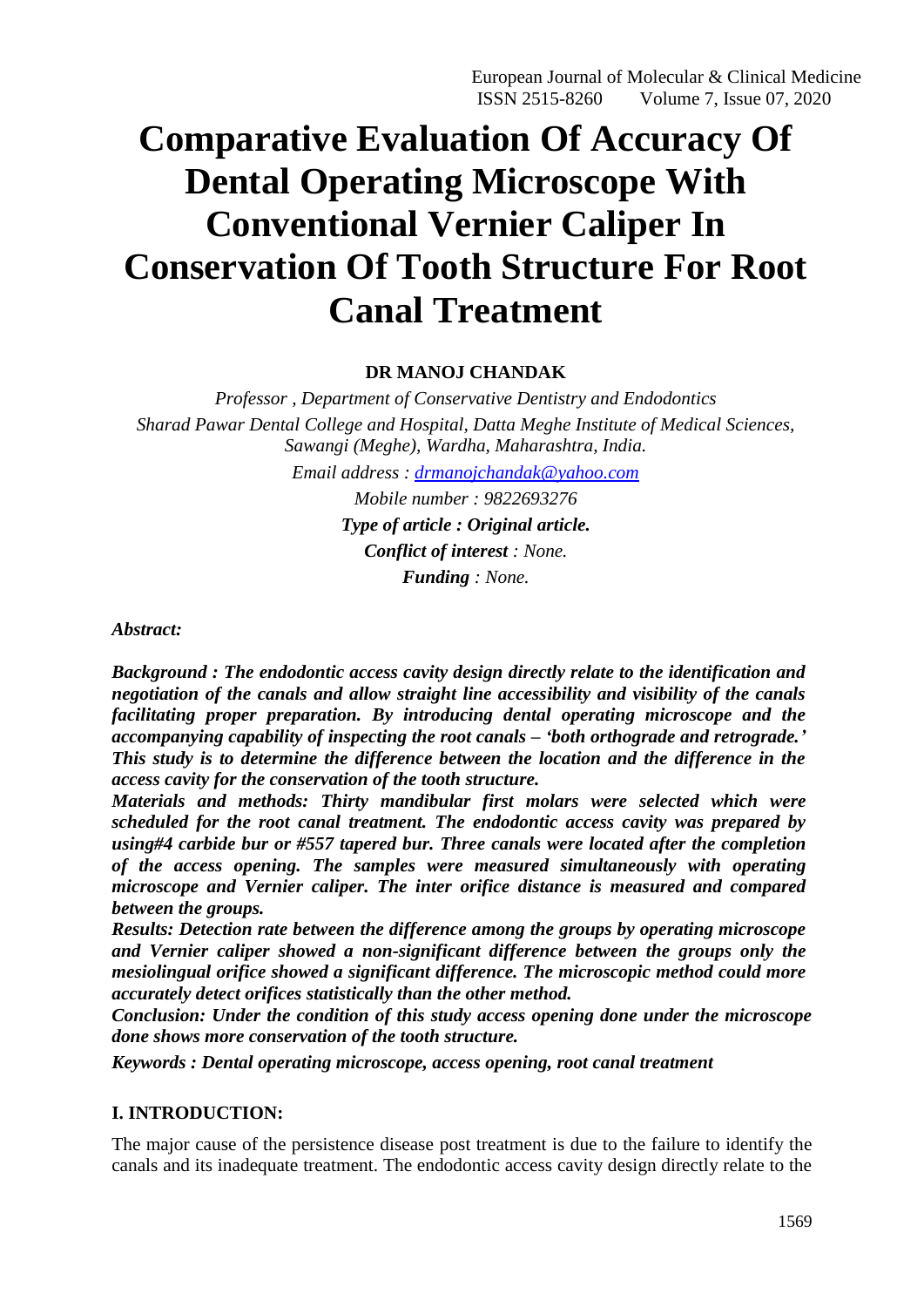# Comparative Evaluation Of Accuracy Of Dental Operating Microscope With Conventional Vernier Caliper In Conservation Of Tooth Structure For Root Canal Treatment

**DR MANOJ CHANDAK**

*Professor , Department of Conservative Dentistry and Endodontics*
*Sharad Pawar Dental College and Hospital, Datta Meghe Institute of Medical Sciences, Sawangi (Meghe), Wardha, Maharashtra, India.*
*Email address : drmanojchandak@yahoo.com*
*Mobile number : 9822693276*
***Type of article : Original article.***
***Conflict of interest** : None.*
***Funding** : None.*

*Abstract:*

***Background : The endodontic access cavity design directly relate to the identification and negotiation of the canals and allow straight line accessibility and visibility of the canals facilitating proper preparation. By introducing dental operating microscope and the accompanying capability of inspecting the root canals – 'both orthograde and retrograde.' This study is to determine the difference between the location and the difference in the access cavity for the conservation of the tooth structure.***

***Materials and methods: Thirty mandibular first molars were selected which were scheduled for the root canal treatment. The endodontic access cavity was prepared by using#4 carbide bur or #557 tapered bur. Three canals were located after the completion of the access opening. The samples were measured simultaneously with operating microscope and Vernier caliper. The inter orifice distance is measured and compared between the groups.***

***Results: Detection rate between the difference among the groups by operating microscope and Vernier caliper showed a non-significant difference between the groups only the mesiolingual orifice showed a significant difference. The microscopic method could more accurately detect orifices statistically than the other method.***

***Conclusion: Under the condition of this study access opening done under the microscope done shows more conservation of the tooth structure.***

***Keywords : Dental operating microscope, access opening, root canal treatment***

## I. INTRODUCTION:

The major cause of the persistence disease post treatment is due to the failure to identify the canals and its inadequate treatment. The endodontic access cavity design directly relate to the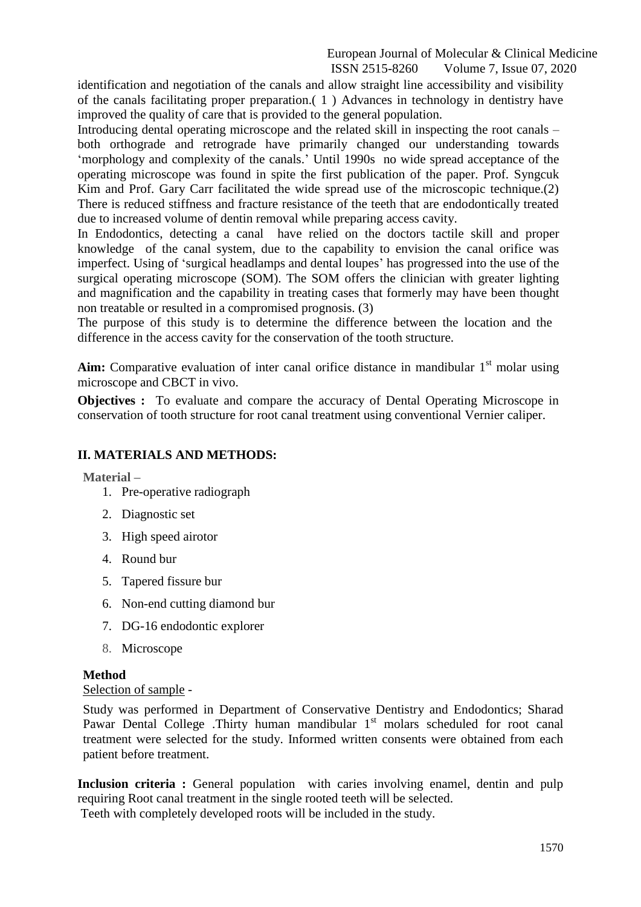identification and negotiation of the canals and allow straight line accessibility and visibility of the canals facilitating proper preparation.( 1 ) Advances in technology in dentistry have improved the quality of care that is provided to the general population.

Introducing dental operating microscope and the related skill in inspecting the root canals – both orthograde and retrograde have primarily changed our understanding towards 'morphology and complexity of the canals.' Until 1990s no wide spread acceptance of the operating microscope was found in spite the first publication of the paper. Prof. Syngcuk Kim and Prof. Gary Carr facilitated the wide spread use of the microscopic technique.(2) There is reduced stiffness and fracture resistance of the teeth that are endodontically treated due to increased volume of dentin removal while preparing access cavity.

In Endodontics, detecting a canal have relied on the doctors tactile skill and proper knowledge of the canal system, due to the capability to envision the canal orifice was imperfect. Using of 'surgical headlamps and dental loupes' has progressed into the use of the surgical operating microscope (SOM). The SOM offers the clinician with greater lighting and magnification and the capability in treating cases that formerly may have been thought non treatable or resulted in a compromised prognosis. (3)

The purpose of this study is to determine the difference between the location and the difference in the access cavity for the conservation of the tooth structure.

**Aim:** Comparative evaluation of inter canal orifice distance in mandibular 1st molar using microscope and CBCT in vivo.

**Objectives :** To evaluate and compare the accuracy of Dental Operating Microscope in conservation of tooth structure for root canal treatment using conventional Vernier caliper.

## II. MATERIALS AND METHODS:

**Material –**

1. Pre-operative radiograph
2. Diagnostic set
3. High speed airotor
4. Round bur
5. Tapered fissure bur
6. Non-end cutting diamond bur
7. DG-16 endodontic explorer
8. Microscope

**Method**

Selection of sample -

Study was performed in Department of Conservative Dentistry and Endodontics; Sharad Pawar Dental College .Thirty human mandibular 1st molars scheduled for root canal treatment were selected for the study. Informed written consents were obtained from each patient before treatment.

**Inclusion criteria :** General population with caries involving enamel, dentin and pulp requiring Root canal treatment in the single rooted teeth will be selected.

Teeth with completely developed roots will be included in the study.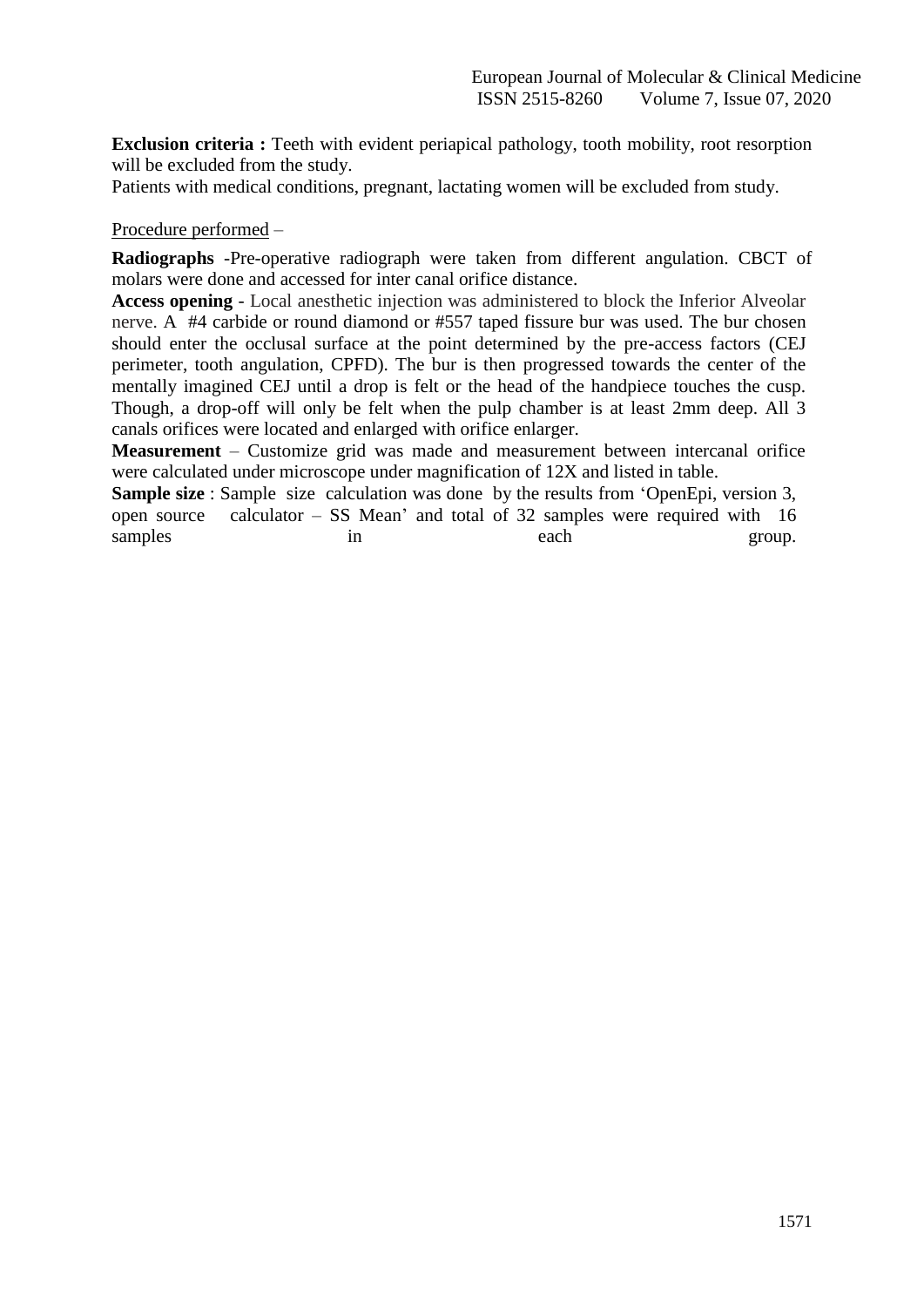**Exclusion criteria :** Teeth with evident periapical pathology, tooth mobility, root resorption will be excluded from the study.

Patients with medical conditions, pregnant, lactating women will be excluded from study.

Procedure performed –

**Radiographs** -Pre-operative radiograph were taken from different angulation. CBCT of molars were done and accessed for inter canal orifice distance.

**Access opening** - Local anesthetic injection was administered to block the Inferior Alveolar nerve. A #4 carbide or round diamond or #557 taped fissure bur was used. The bur chosen should enter the occlusal surface at the point determined by the pre-access factors (CEJ perimeter, tooth angulation, CPFD). The bur is then progressed towards the center of the mentally imagined CEJ until a drop is felt or the head of the handpiece touches the cusp. Though, a drop-off will only be felt when the pulp chamber is at least 2mm deep. All 3 canals orifices were located and enlarged with orifice enlarger.

**Measurement** – Customize grid was made and measurement between intercanal orifice were calculated under microscope under magnification of 12X and listed in table.

**Sample size** : Sample size calculation was done by the results from 'OpenEpi, version 3, open source calculator – SS Mean' and total of 32 samples were required with 16 samples in each group.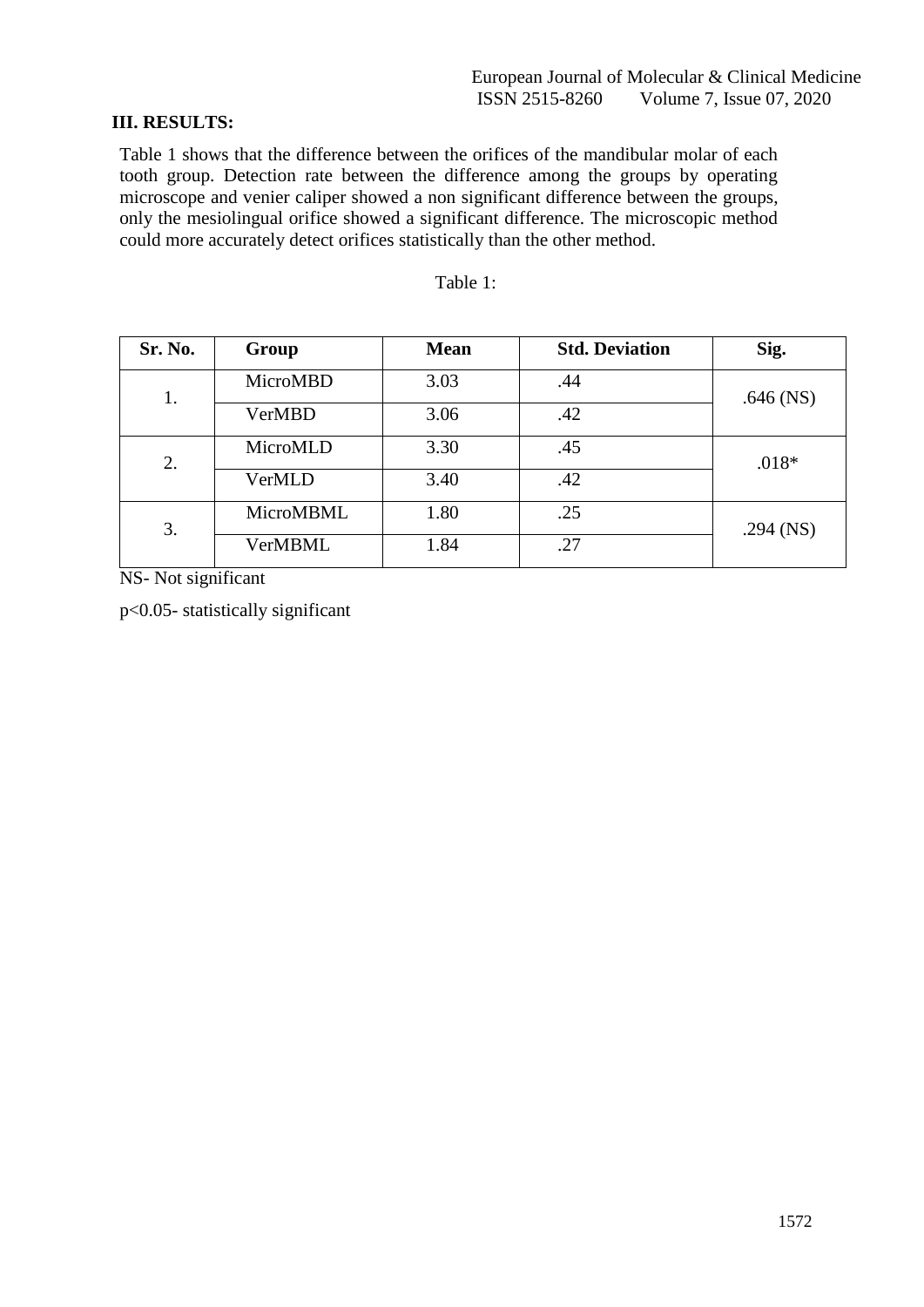### III. RESULTS:

Table 1 shows that the difference between the orifices of the mandibular molar of each tooth group. Detection rate between the difference among the groups by operating microscope and venier caliper showed a non significant difference between the groups, only the mesiolingual orifice showed a significant difference. The microscopic method could more accurately detect orifices statistically than the other method.

Table 1:

| Sr. No. | Group | Mean | Std. Deviation | Sig. |
|---|---|---|---|---|
| 1. | MicroMBD | 3.03 | .44 | .646 (NS) |
| | VerMBD | 3.06 | .42 | |
| 2. | MicroMLD | 3.30 | .45 | .018* |
| | VerMLD | 3.40 | .42 | |
| 3. | MicroMBML | 1.80 | .25 | .294 (NS) |
| | VerMBML | 1.84 | .27 | |

NS- Not significant

$p<0.05$- statistically significant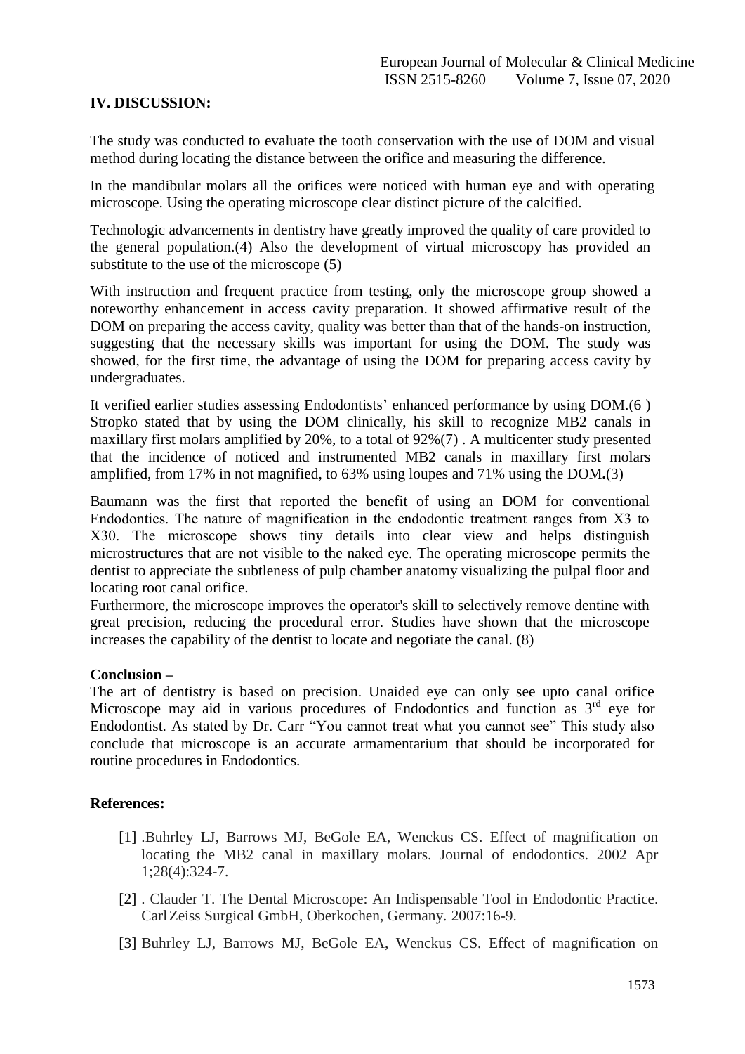## IV. DISCUSSION:

The study was conducted to evaluate the tooth conservation with the use of DOM and visual method during locating the distance between the orifice and measuring the difference.

In the mandibular molars all the orifices were noticed with human eye and with operating microscope. Using the operating microscope clear distinct picture of the calcified.

Technologic advancements in dentistry have greatly improved the quality of care provided to the general population.(4) Also the development of virtual microscopy has provided an substitute to the use of the microscope (5)

With instruction and frequent practice from testing, only the microscope group showed a noteworthy enhancement in access cavity preparation. It showed affirmative result of the DOM on preparing the access cavity, quality was better than that of the hands-on instruction, suggesting that the necessary skills was important for using the DOM. The study was showed, for the first time, the advantage of using the DOM for preparing access cavity by undergraduates.

It verified earlier studies assessing Endodontists' enhanced performance by using DOM.(6 ) Stropko stated that by using the DOM clinically, his skill to recognize MB2 canals in maxillary first molars amplified by 20%, to a total of 92%(7) . A multicenter study presented that the incidence of noticed and instrumented MB2 canals in maxillary first molars amplified, from 17% in not magnified, to 63% using loupes and 71% using the DOM**.**(3)

Baumann was the first that reported the benefit of using an DOM for conventional Endodontics. The nature of magnification in the endodontic treatment ranges from X3 to X30. The microscope shows tiny details into clear view and helps distinguish microstructures that are not visible to the naked eye. The operating microscope permits the dentist to appreciate the subtleness of pulp chamber anatomy visualizing the pulpal floor and locating root canal orifice.

Furthermore, the microscope improves the operator's skill to selectively remove dentine with great precision, reducing the procedural error. Studies have shown that the microscope increases the capability of the dentist to locate and negotiate the canal. (8)

**Conclusion –**

The art of dentistry is based on precision. Unaided eye can only see upto canal orifice Microscope may aid in various procedures of Endodontics and function as 3rd eye for Endodontist. As stated by Dr. Carr "You cannot treat what you cannot see" This study also conclude that microscope is an accurate armamentarium that should be incorporated for routine procedures in Endodontics.

**References:**

[1] .Buhrley LJ, Barrows MJ, BeGole EA, Wenckus CS. Effect of magnification on locating the MB2 canal in maxillary molars. Journal of endodontics. 2002 Apr 1;28(4):324-7.

[2] . Clauder T. The Dental Microscope: An Indispensable Tool in Endodontic Practice. Carl Zeiss Surgical GmbH, Oberkochen, Germany. 2007:16-9.

[3] Buhrley LJ, Barrows MJ, BeGole EA, Wenckus CS. Effect of magnification on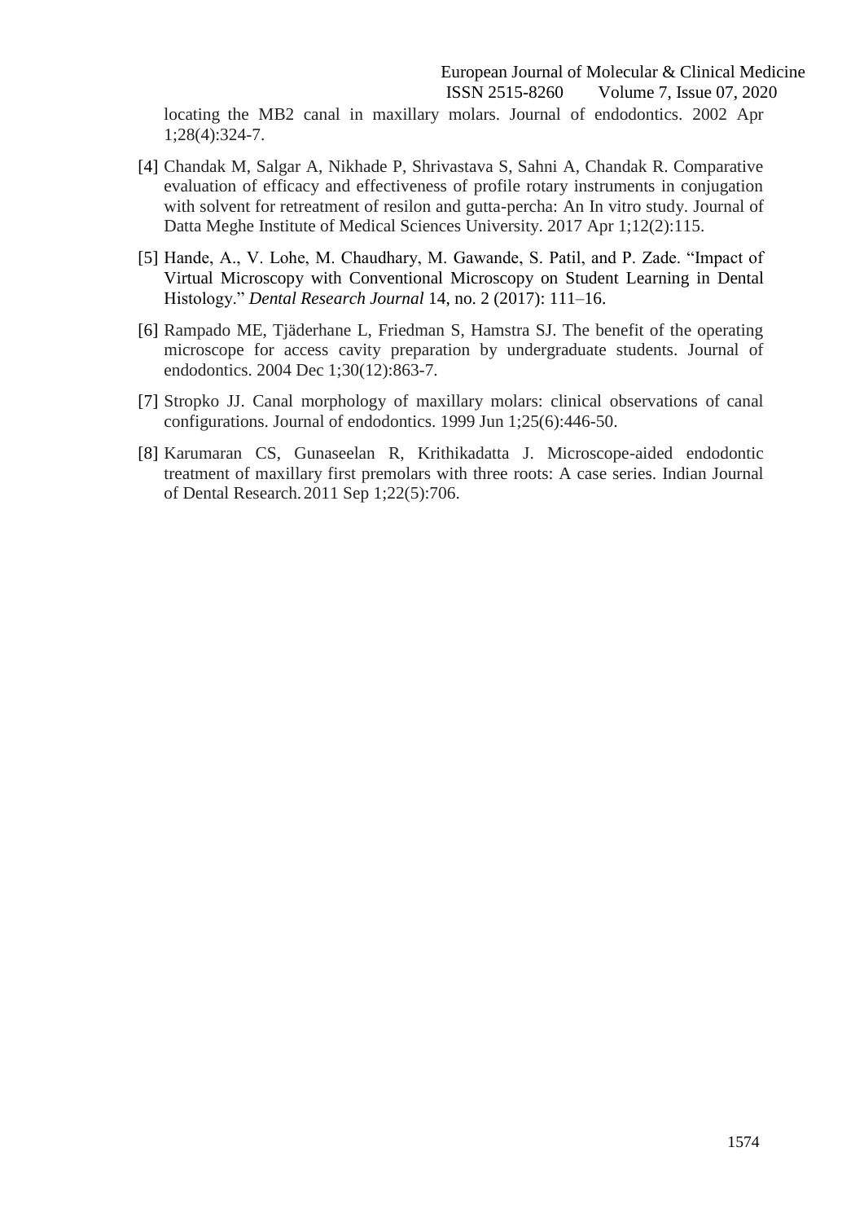locating the MB2 canal in maxillary molars. Journal of endodontics. 2002 Apr 1;28(4):324-7.

[4] Chandak M, Salgar A, Nikhade P, Shrivastava S, Sahni A, Chandak R. Comparative evaluation of efficacy and effectiveness of profile rotary instruments in conjugation with solvent for retreatment of resilon and gutta-percha: An In vitro study. Journal of Datta Meghe Institute of Medical Sciences University. 2017 Apr 1;12(2):115.

[5] Hande, A., V. Lohe, M. Chaudhary, M. Gawande, S. Patil, and P. Zade. "Impact of Virtual Microscopy with Conventional Microscopy on Student Learning in Dental Histology." *Dental Research Journal* 14, no. 2 (2017): 111–16.

[6] Rampado ME, Tjäderhane L, Friedman S, Hamstra SJ. The benefit of the operating microscope for access cavity preparation by undergraduate students. Journal of endodontics. 2004 Dec 1;30(12):863-7.

[7] Stropko JJ. Canal morphology of maxillary molars: clinical observations of canal configurations. Journal of endodontics. 1999 Jun 1;25(6):446-50.

[8] Karumaran CS, Gunaseelan R, Krithikadatta J. Microscope-aided endodontic treatment of maxillary first premolars with three roots: A case series. Indian Journal of Dental Research. 2011 Sep 1;22(5):706.